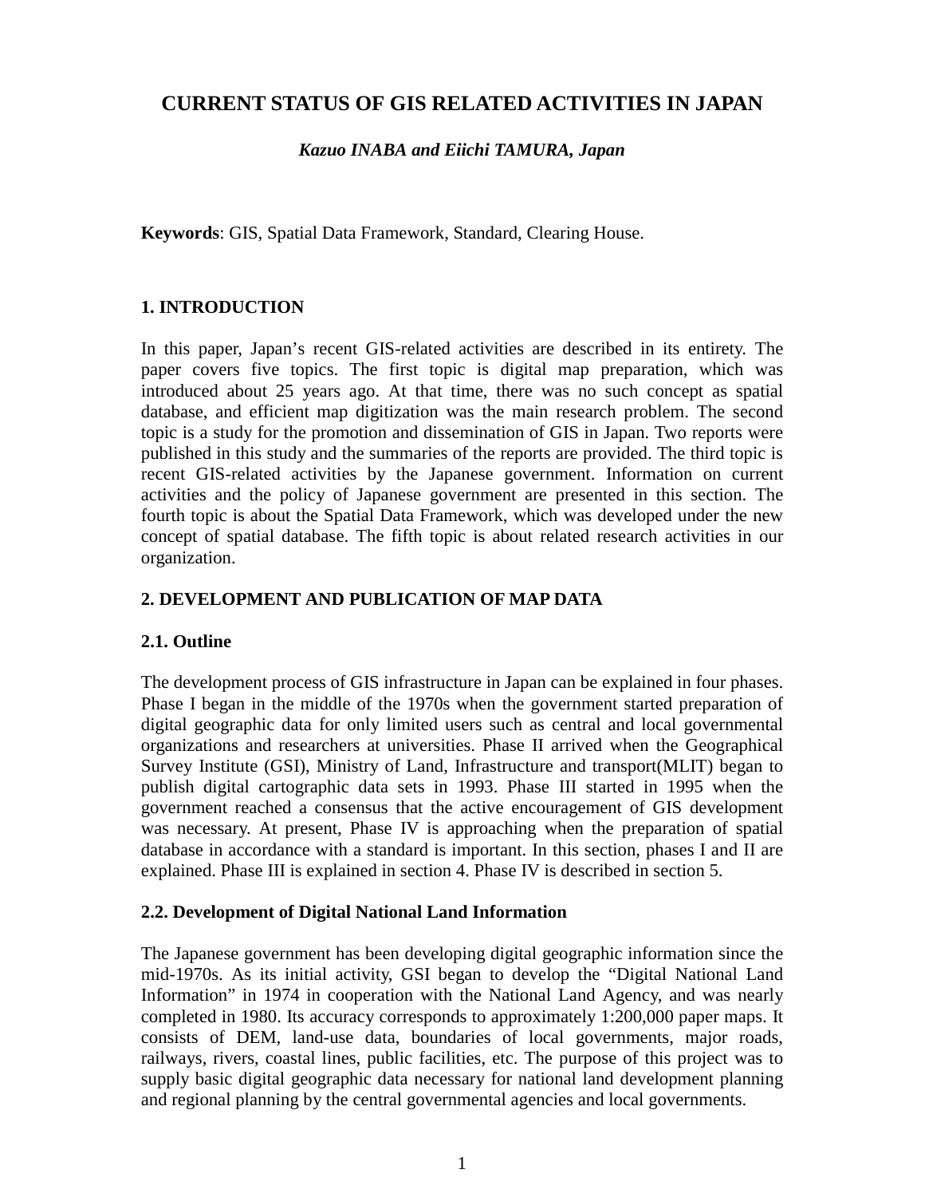# CURRENT STATUS OF GIS RELATED ACTIVITIES IN JAPAN

***Kazuo INABA and Eiichi TAMURA, Japan***

**Keywords**: GIS, Spatial Data Framework, Standard, Clearing House.

## 1. INTRODUCTION

In this paper, Japan's recent GIS-related activities are described in its entirety. The paper covers five topics. The first topic is digital map preparation, which was introduced about 25 years ago. At that time, there was no such concept as spatial database, and efficient map digitization was the main research problem. The second topic is a study for the promotion and dissemination of GIS in Japan. Two reports were published in this study and the summaries of the reports are provided. The third topic is recent GIS-related activities by the Japanese government. Information on current activities and the policy of Japanese government are presented in this section. The fourth topic is about the Spatial Data Framework, which was developed under the new concept of spatial database. The fifth topic is about related research activities in our organization.

## 2. DEVELOPMENT AND PUBLICATION OF MAP DATA

### 2.1. Outline

The development process of GIS infrastructure in Japan can be explained in four phases. Phase I began in the middle of the 1970s when the government started preparation of digital geographic data for only limited users such as central and local governmental organizations and researchers at universities. Phase II arrived when the Geographical Survey Institute (GSI), Ministry of Land, Infrastructure and transport(MLIT) began to publish digital cartographic data sets in 1993. Phase III started in 1995 when the government reached a consensus that the active encouragement of GIS development was necessary. At present, Phase IV is approaching when the preparation of spatial database in accordance with a standard is important. In this section, phases I and II are explained. Phase III is explained in section 4. Phase IV is described in section 5.

### 2.2. Development of Digital National Land Information

The Japanese government has been developing digital geographic information since the mid-1970s. As its initial activity, GSI began to develop the "Digital National Land Information" in 1974 in cooperation with the National Land Agency, and was nearly completed in 1980. Its accuracy corresponds to approximately 1:200,000 paper maps. It consists of DEM, land-use data, boundaries of local governments, major roads, railways, rivers, coastal lines, public facilities, etc. The purpose of this project was to supply basic digital geographic data necessary for national land development planning and regional planning by the central governmental agencies and local governments.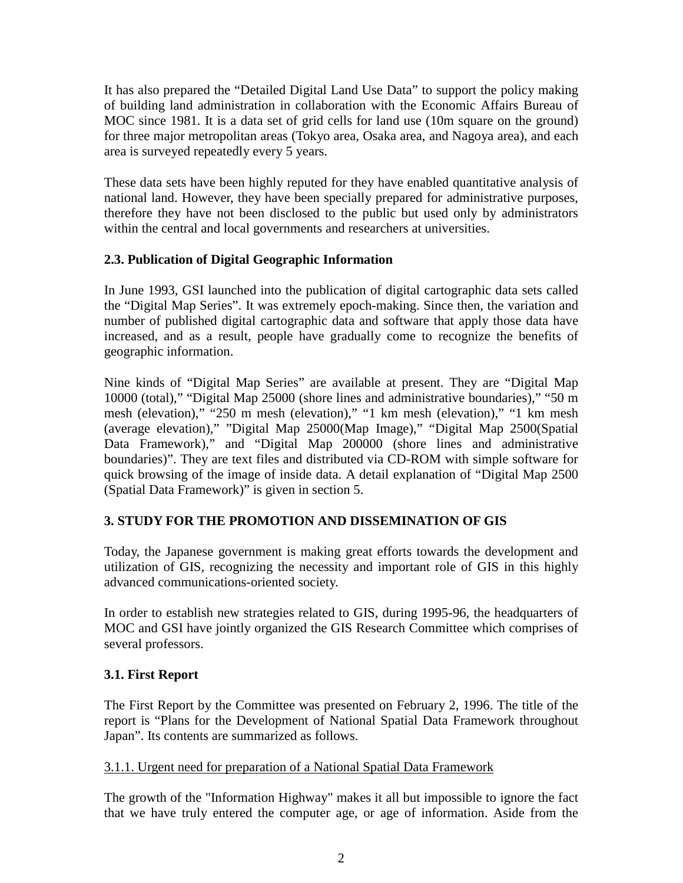It has also prepared the "Detailed Digital Land Use Data" to support the policy making of building land administration in collaboration with the Economic Affairs Bureau of MOC since 1981. It is a data set of grid cells for land use (10m square on the ground) for three major metropolitan areas (Tokyo area, Osaka area, and Nagoya area), and each area is surveyed repeatedly every 5 years.

These data sets have been highly reputed for they have enabled quantitative analysis of national land. However, they have been specially prepared for administrative purposes, therefore they have not been disclosed to the public but used only by administrators within the central and local governments and researchers at universities.

### 2.3. Publication of Digital Geographic Information

In June 1993, GSI launched into the publication of digital cartographic data sets called the "Digital Map Series". It was extremely epoch-making. Since then, the variation and number of published digital cartographic data and software that apply those data have increased, and as a result, people have gradually come to recognize the benefits of geographic information.

Nine kinds of "Digital Map Series" are available at present. They are "Digital Map 10000 (total)," "Digital Map 25000 (shore lines and administrative boundaries)," "50 m mesh (elevation)," "250 m mesh (elevation)," "1 km mesh (elevation)," "1 km mesh (average elevation)," "Digital Map 25000(Map Image)," "Digital Map 2500(Spatial Data Framework)," and "Digital Map 200000 (shore lines and administrative boundaries)". They are text files and distributed via CD-ROM with simple software for quick browsing of the image of inside data. A detail explanation of "Digital Map 2500 (Spatial Data Framework)" is given in section 5.

## 3. STUDY FOR THE PROMOTION AND DISSEMINATION OF GIS

Today, the Japanese government is making great efforts towards the development and utilization of GIS, recognizing the necessity and important role of GIS in this highly advanced communications-oriented society.

In order to establish new strategies related to GIS, during 1995-96, the headquarters of MOC and GSI have jointly organized the GIS Research Committee which comprises of several professors.

### 3.1. First Report

The First Report by the Committee was presented on February 2, 1996. The title of the report is "Plans for the Development of National Spatial Data Framework throughout Japan". Its contents are summarized as follows.

#### 3.1.1. Urgent need for preparation of a National Spatial Data Framework

The growth of the "Information Highway" makes it all but impossible to ignore the fact that we have truly entered the computer age, or age of information. Aside from the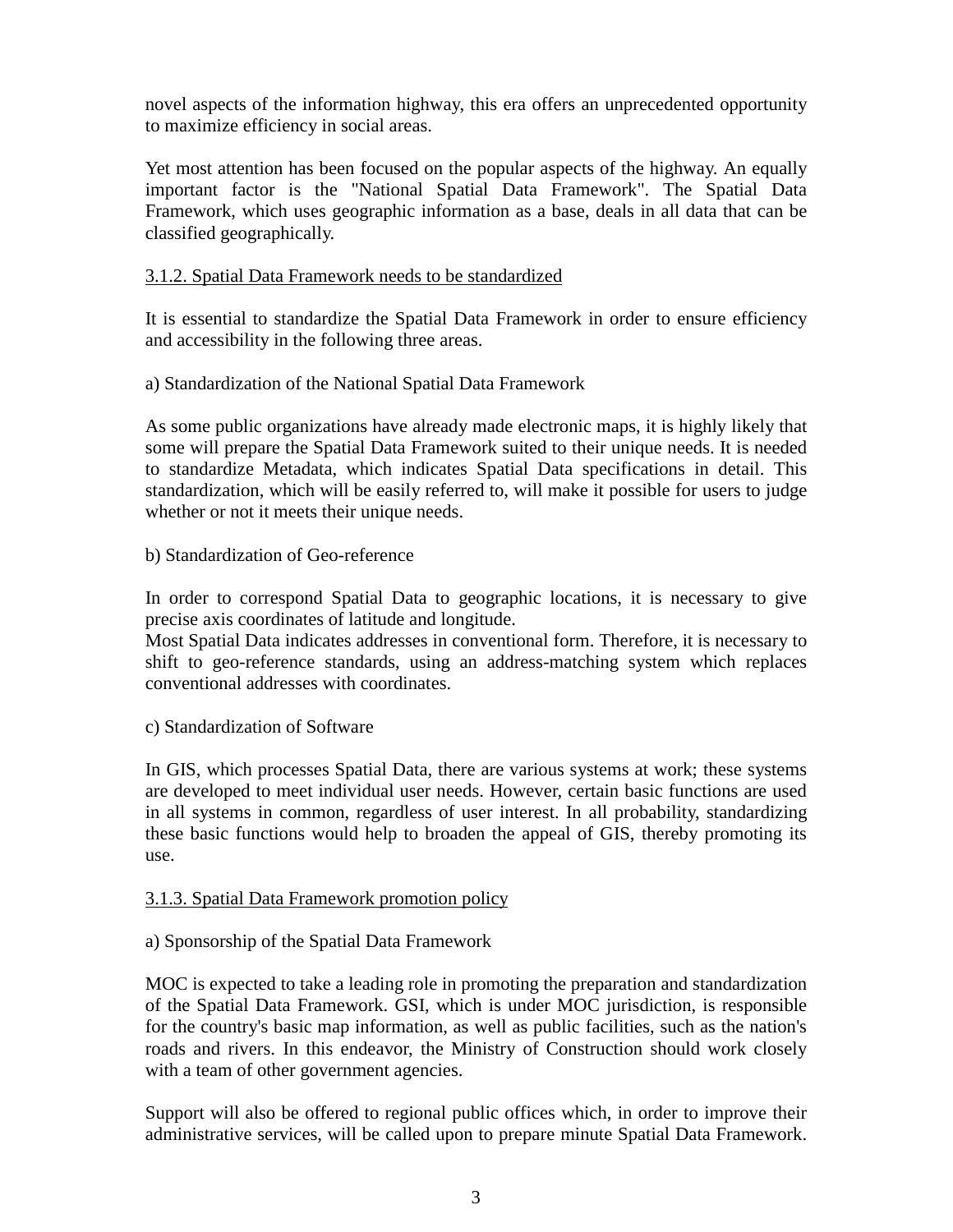novel aspects of the information highway, this era offers an unprecedented opportunity to maximize efficiency in social areas.

Yet most attention has been focused on the popular aspects of the highway. An equally important factor is the "National Spatial Data Framework". The Spatial Data Framework, which uses geographic information as a base, deals in all data that can be classified geographically.

### 3.1.2. Spatial Data Framework needs to be standardized

It is essential to standardize the Spatial Data Framework in order to ensure efficiency and accessibility in the following three areas.

a) Standardization of the National Spatial Data Framework

As some public organizations have already made electronic maps, it is highly likely that some will prepare the Spatial Data Framework suited to their unique needs. It is needed to standardize Metadata, which indicates Spatial Data specifications in detail. This standardization, which will be easily referred to, will make it possible for users to judge whether or not it meets their unique needs.

b) Standardization of Geo-reference

In order to correspond Spatial Data to geographic locations, it is necessary to give precise axis coordinates of latitude and longitude.
Most Spatial Data indicates addresses in conventional form. Therefore, it is necessary to shift to geo-reference standards, using an address-matching system which replaces conventional addresses with coordinates.

c) Standardization of Software

In GIS, which processes Spatial Data, there are various systems at work; these systems are developed to meet individual user needs. However, certain basic functions are used in all systems in common, regardless of user interest. In all probability, standardizing these basic functions would help to broaden the appeal of GIS, thereby promoting its use.

### 3.1.3. Spatial Data Framework promotion policy

a) Sponsorship of the Spatial Data Framework

MOC is expected to take a leading role in promoting the preparation and standardization of the Spatial Data Framework. GSI, which is under MOC jurisdiction, is responsible for the country's basic map information, as well as public facilities, such as the nation's roads and rivers. In this endeavor, the Ministry of Construction should work closely with a team of other government agencies.

Support will also be offered to regional public offices which, in order to improve their administrative services, will be called upon to prepare minute Spatial Data Framework.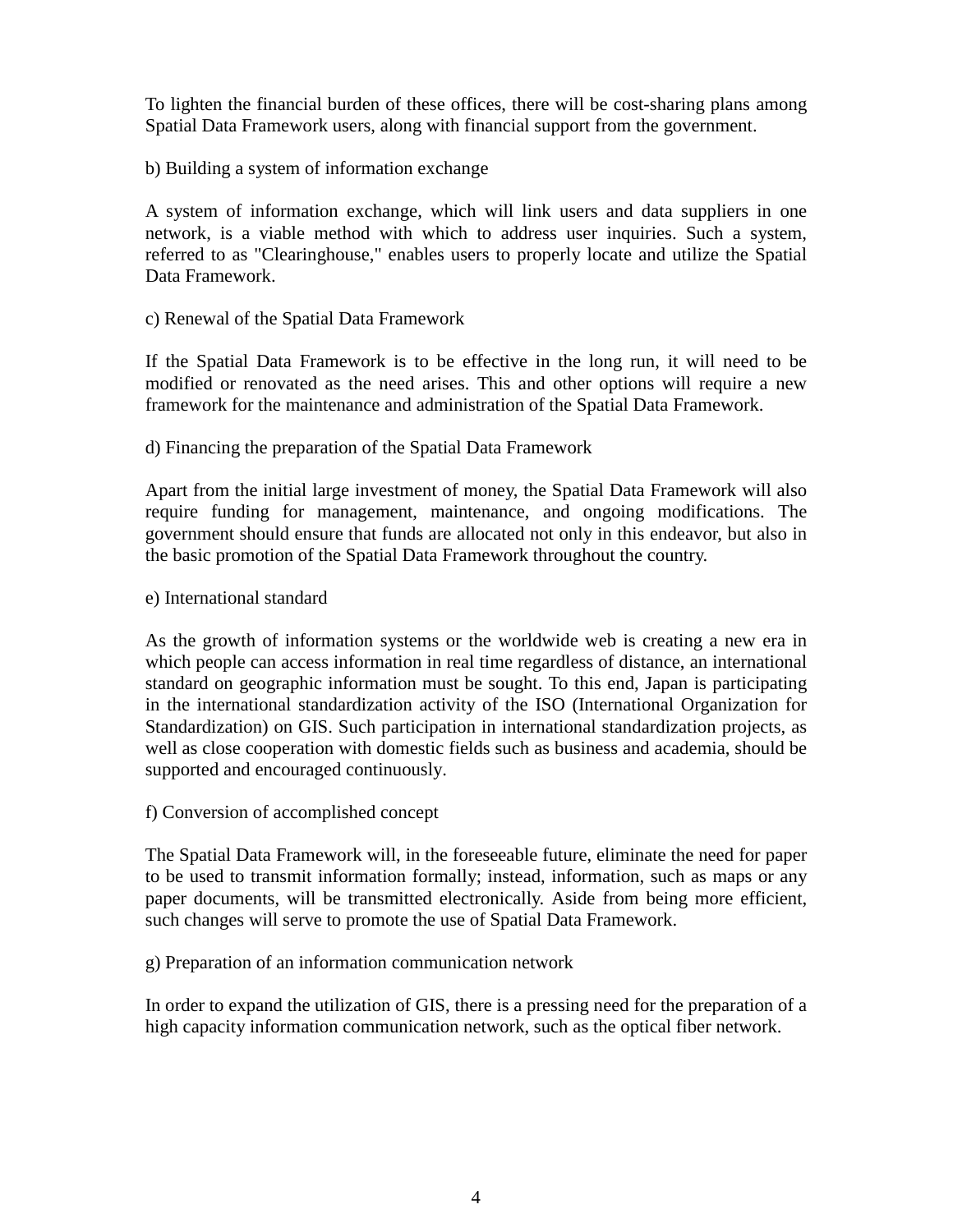To lighten the financial burden of these offices, there will be cost-sharing plans among Spatial Data Framework users, along with financial support from the government.

b) Building a system of information exchange

A system of information exchange, which will link users and data suppliers in one network, is a viable method with which to address user inquiries. Such a system, referred to as "Clearinghouse," enables users to properly locate and utilize the Spatial Data Framework.

c) Renewal of the Spatial Data Framework

If the Spatial Data Framework is to be effective in the long run, it will need to be modified or renovated as the need arises. This and other options will require a new framework for the maintenance and administration of the Spatial Data Framework.

d) Financing the preparation of the Spatial Data Framework

Apart from the initial large investment of money, the Spatial Data Framework will also require funding for management, maintenance, and ongoing modifications. The government should ensure that funds are allocated not only in this endeavor, but also in the basic promotion of the Spatial Data Framework throughout the country.

e) International standard

As the growth of information systems or the worldwide web is creating a new era in which people can access information in real time regardless of distance, an international standard on geographic information must be sought. To this end, Japan is participating in the international standardization activity of the ISO (International Organization for Standardization) on GIS. Such participation in international standardization projects, as well as close cooperation with domestic fields such as business and academia, should be supported and encouraged continuously.

f) Conversion of accomplished concept

The Spatial Data Framework will, in the foreseeable future, eliminate the need for paper to be used to transmit information formally; instead, information, such as maps or any paper documents, will be transmitted electronically. Aside from being more efficient, such changes will serve to promote the use of Spatial Data Framework.

g) Preparation of an information communication network

In order to expand the utilization of GIS, there is a pressing need for the preparation of a high capacity information communication network, such as the optical fiber network.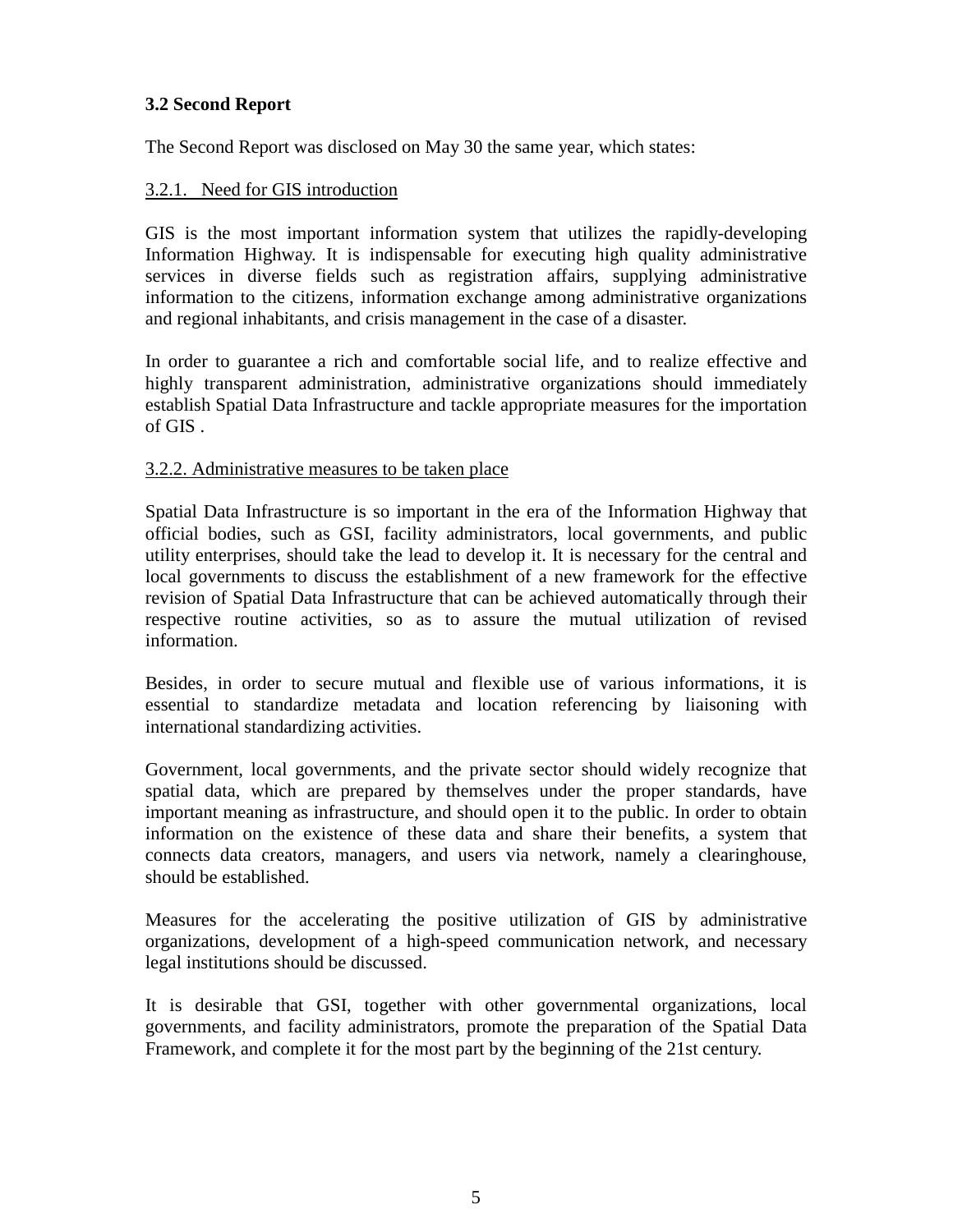### 3.2 Second Report

The Second Report was disclosed on May 30 the same year, which states:

3.2.1. Need for GIS introduction

GIS is the most important information system that utilizes the rapidly-developing Information Highway. It is indispensable for executing high quality administrative services in diverse fields such as registration affairs, supplying administrative information to the citizens, information exchange among administrative organizations and regional inhabitants, and crisis management in the case of a disaster.

In order to guarantee a rich and comfortable social life, and to realize effective and highly transparent administration, administrative organizations should immediately establish Spatial Data Infrastructure and tackle appropriate measures for the importation of GIS .

3.2.2. Administrative measures to be taken place

Spatial Data Infrastructure is so important in the era of the Information Highway that official bodies, such as GSI, facility administrators, local governments, and public utility enterprises, should take the lead to develop it. It is necessary for the central and local governments to discuss the establishment of a new framework for the effective revision of Spatial Data Infrastructure that can be achieved automatically through their respective routine activities, so as to assure the mutual utilization of revised information.

Besides, in order to secure mutual and flexible use of various informations, it is essential to standardize metadata and location referencing by liaisoning with international standardizing activities.

Government, local governments, and the private sector should widely recognize that spatial data, which are prepared by themselves under the proper standards, have important meaning as infrastructure, and should open it to the public. In order to obtain information on the existence of these data and share their benefits, a system that connects data creators, managers, and users via network, namely a clearinghouse, should be established.

Measures for the accelerating the positive utilization of GIS by administrative organizations, development of a high-speed communication network, and necessary legal institutions should be discussed.

It is desirable that GSI, together with other governmental organizations, local governments, and facility administrators, promote the preparation of the Spatial Data Framework, and complete it for the most part by the beginning of the 21st century.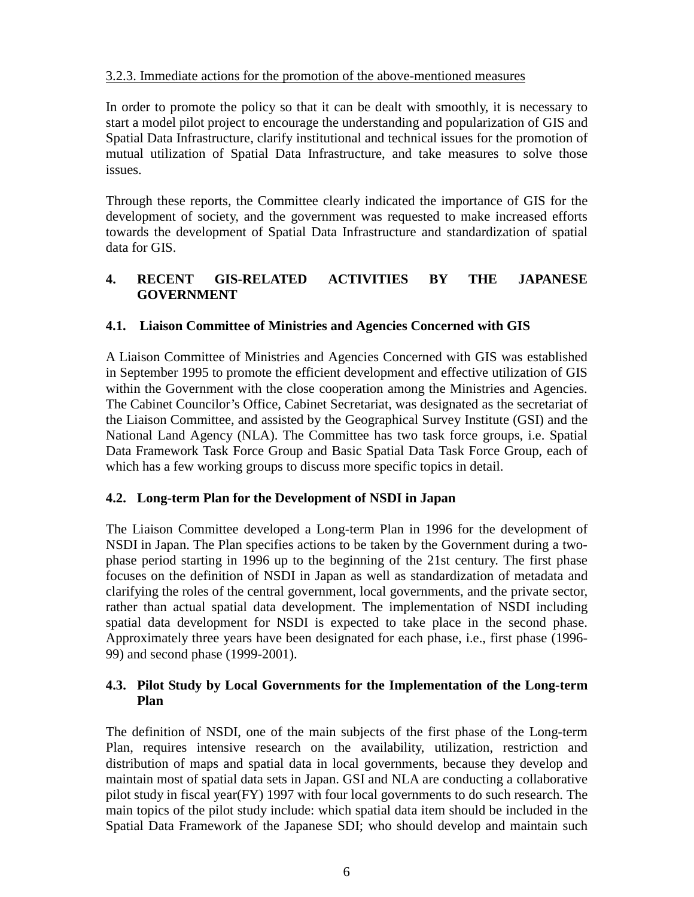3.2.3. Immediate actions for the promotion of the above-mentioned measures

In order to promote the policy so that it can be dealt with smoothly, it is necessary to start a model pilot project to encourage the understanding and popularization of GIS and Spatial Data Infrastructure, clarify institutional and technical issues for the promotion of mutual utilization of Spatial Data Infrastructure, and take measures to solve those issues.

Through these reports, the Committee clearly indicated the importance of GIS for the development of society, and the government was requested to make increased efforts towards the development of Spatial Data Infrastructure and standardization of spatial data for GIS.

## 4. RECENT GIS-RELATED ACTIVITIES BY THE JAPANESE GOVERNMENT

### 4.1. Liaison Committee of Ministries and Agencies Concerned with GIS

A Liaison Committee of Ministries and Agencies Concerned with GIS was established in September 1995 to promote the efficient development and effective utilization of GIS within the Government with the close cooperation among the Ministries and Agencies. The Cabinet Councilor's Office, Cabinet Secretariat, was designated as the secretariat of the Liaison Committee, and assisted by the Geographical Survey Institute (GSI) and the National Land Agency (NLA). The Committee has two task force groups, i.e. Spatial Data Framework Task Force Group and Basic Spatial Data Task Force Group, each of which has a few working groups to discuss more specific topics in detail.

### 4.2. Long-term Plan for the Development of NSDI in Japan

The Liaison Committee developed a Long-term Plan in 1996 for the development of NSDI in Japan. The Plan specifies actions to be taken by the Government during a two-phase period starting in 1996 up to the beginning of the 21st century. The first phase focuses on the definition of NSDI in Japan as well as standardization of metadata and clarifying the roles of the central government, local governments, and the private sector, rather than actual spatial data development. The implementation of NSDI including spatial data development for NSDI is expected to take place in the second phase. Approximately three years have been designated for each phase, i.e., first phase (1996-99) and second phase (1999-2001).

### 4.3. Pilot Study by Local Governments for the Implementation of the Long-term Plan

The definition of NSDI, one of the main subjects of the first phase of the Long-term Plan, requires intensive research on the availability, utilization, restriction and distribution of maps and spatial data in local governments, because they develop and maintain most of spatial data sets in Japan. GSI and NLA are conducting a collaborative pilot study in fiscal year(FY) 1997 with four local governments to do such research. The main topics of the pilot study include: which spatial data item should be included in the Spatial Data Framework of the Japanese SDI; who should develop and maintain such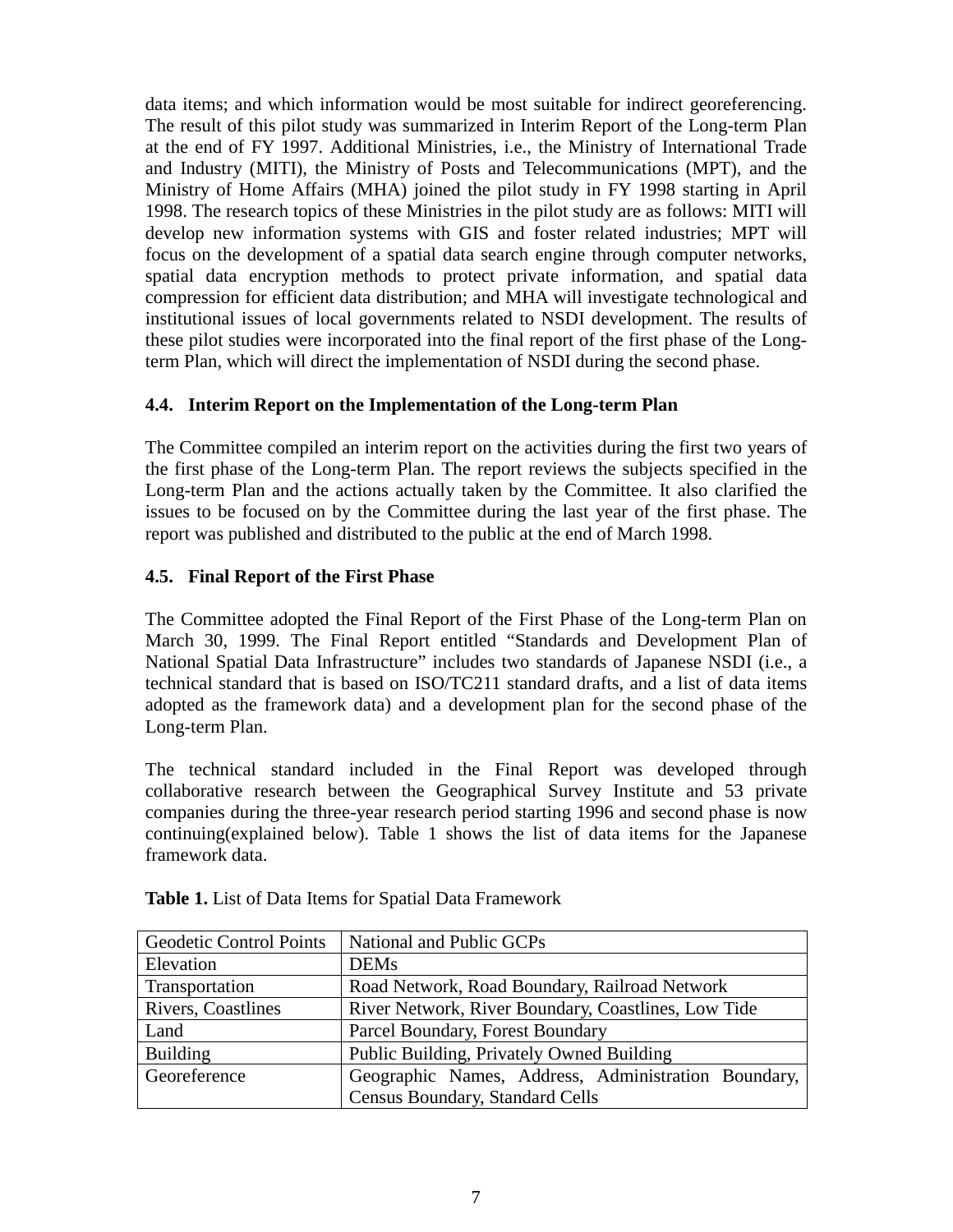data items; and which information would be most suitable for indirect georeferencing. The result of this pilot study was summarized in Interim Report of the Long-term Plan at the end of FY 1997. Additional Ministries, i.e., the Ministry of International Trade and Industry (MITI), the Ministry of Posts and Telecommunications (MPT), and the Ministry of Home Affairs (MHA) joined the pilot study in FY 1998 starting in April 1998. The research topics of these Ministries in the pilot study are as follows: MITI will develop new information systems with GIS and foster related industries; MPT will focus on the development of a spatial data search engine through computer networks, spatial data encryption methods to protect private information, and spatial data compression for efficient data distribution; and MHA will investigate technological and institutional issues of local governments related to NSDI development. The results of these pilot studies were incorporated into the final report of the first phase of the Long-term Plan, which will direct the implementation of NSDI during the second phase.

### 4.4. Interim Report on the Implementation of the Long-term Plan

The Committee compiled an interim report on the activities during the first two years of the first phase of the Long-term Plan. The report reviews the subjects specified in the Long-term Plan and the actions actually taken by the Committee. It also clarified the issues to be focused on by the Committee during the last year of the first phase. The report was published and distributed to the public at the end of March 1998.

### 4.5. Final Report of the First Phase

The Committee adopted the Final Report of the First Phase of the Long-term Plan on March 30, 1999. The Final Report entitled “Standards and Development Plan of National Spatial Data Infrastructure” includes two standards of Japanese NSDI (i.e., a technical standard that is based on ISO/TC211 standard drafts, and a list of data items adopted as the framework data) and a development plan for the second phase of the Long-term Plan.

The technical standard included in the Final Report was developed through collaborative research between the Geographical Survey Institute and 53 private companies during the three-year research period starting 1996 and second phase is now continuing(explained below). Table 1 shows the list of data items for the Japanese framework data.

**Table 1.** List of Data Items for Spatial Data Framework

| Geodetic Control Points | National and Public GCPs |
|---|---|
| Elevation | DEMs |
| Transportation | Road Network, Road Boundary, Railroad Network |
| Rivers, Coastlines | River Network, River Boundary, Coastlines, Low Tide |
| Land | Parcel Boundary, Forest Boundary |
| Building | Public Building, Privately Owned Building |
| Georeference | Geographic Names, Address, Administration Boundary, Census Boundary, Standard Cells |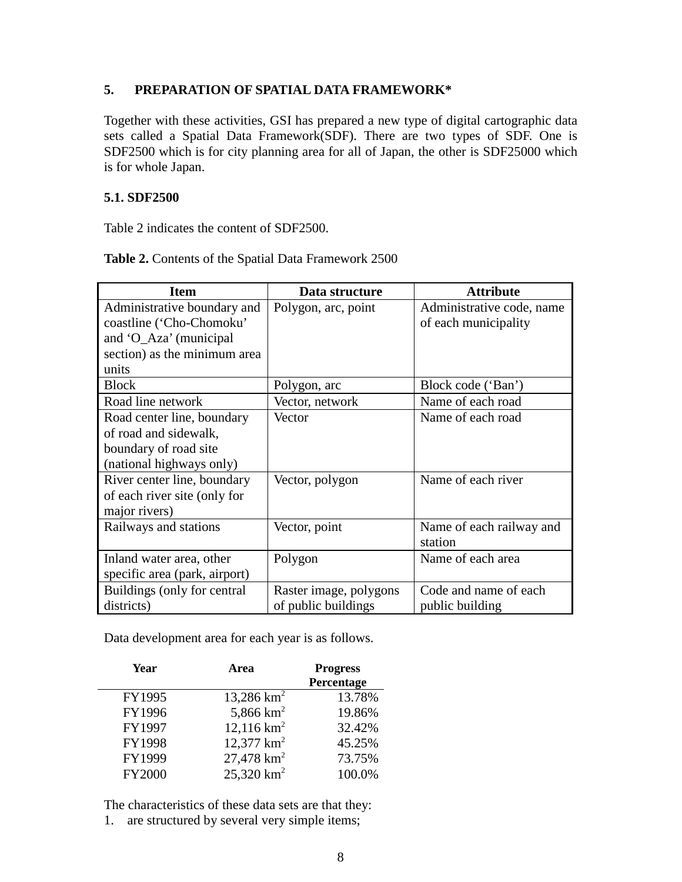## 5. PREPARATION OF SPATIAL DATA FRAMEWORK*

Together with these activities, GSI has prepared a new type of digital cartographic data sets called a Spatial Data Framework(SDF). There are two types of SDF. One is SDF2500 which is for city planning area for all of Japan, the other is SDF25000 which is for whole Japan.

### 5.1. SDF2500

Table 2 indicates the content of SDF2500.

**Table 2.** Contents of the Spatial Data Framework 2500

| Item | Data structure | Attribute |
|---|---|---|
| Administrative boundary and coastline ('Cho-Chomoku' and 'O_Aza' (municipal section) as the minimum area units | Polygon, arc, point | Administrative code, name of each municipality |
| Block | Polygon, arc | Block code ('Ban') |
| Road line network | Vector, network | Name of each road |
| Road center line, boundary of road and sidewalk, boundary of road site (national highways only) | Vector | Name of each road |
| River center line, boundary of each river site (only for major rivers) | Vector, polygon | Name of each river |
| Railways and stations | Vector, point | Name of each railway and station |
| Inland water area, other specific area (park, airport) | Polygon | Name of each area |
| Buildings (only for central districts) | Raster image, polygons of public buildings | Code and name of each public building |

Data development area for each year is as follows.

| Year | Area | Progress Percentage |
|---|---|---|
| FY1995 | 13,286 $km^2$ | 13.78% |
| FY1996 | 5,866 $km^2$ | 19.86% |
| FY1997 | 12,116 $km^2$ | 32.42% |
| FY1998 | 12,377 $km^2$ | 45.25% |
| FY1999 | 27,478 $km^2$ | 73.75% |
| FY2000 | 25,320 $km^2$ | 100.0% |

The characteristics of these data sets are that they:

1. are structured by several very simple items;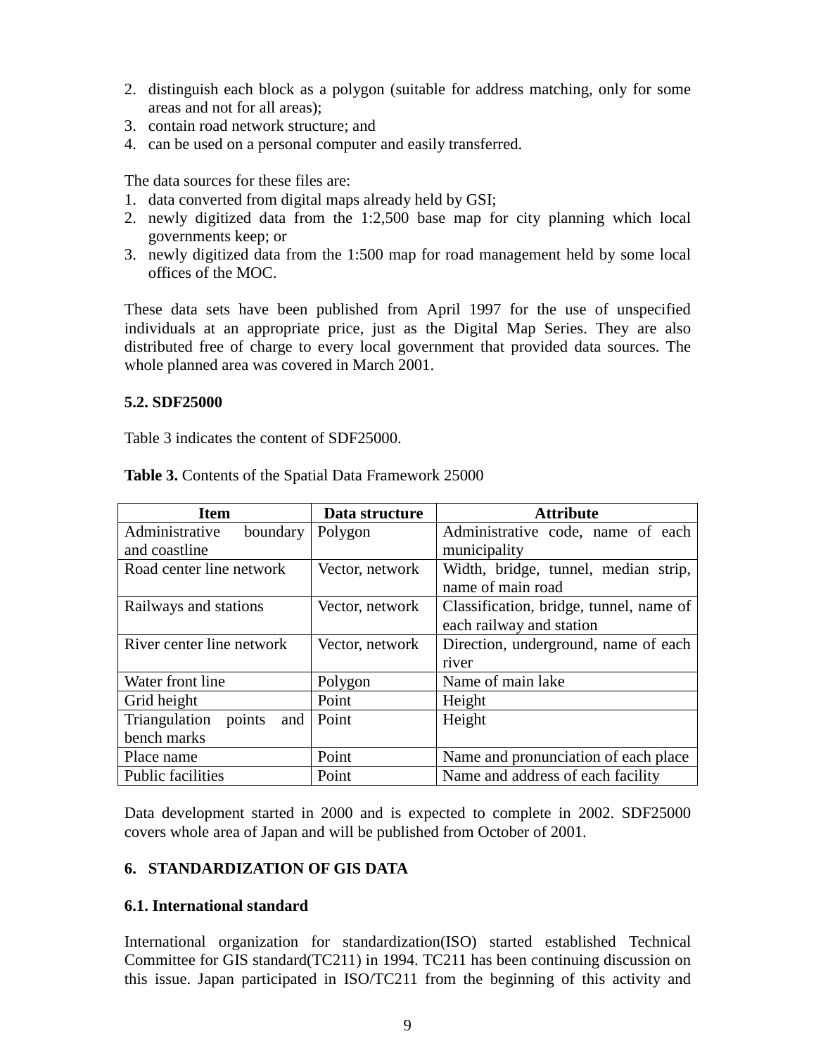2. distinguish each block as a polygon (suitable for address matching, only for some areas and not for all areas);
3. contain road network structure; and
4. can be used on a personal computer and easily transferred.

The data sources for these files are:

1. data converted from digital maps already held by GSI;
2. newly digitized data from the 1:2,500 base map for city planning which local governments keep; or
3. newly digitized data from the 1:500 map for road management held by some local offices of the MOC.

These data sets have been published from April 1997 for the use of unspecified individuals at an appropriate price, just as the Digital Map Series. They are also distributed free of charge to every local government that provided data sources. The whole planned area was covered in March 2001.

### 5.2. SDF25000

Table 3 indicates the content of SDF25000.

**Table 3.** Contents of the Spatial Data Framework 25000

| Item | Data structure | Attribute |
|---|---|---|
| Administrative boundary and coastline | Polygon | Administrative code, name of each municipality |
| Road center line network | Vector, network | Width, bridge, tunnel, median strip, name of main road |
| Railways and stations | Vector, network | Classification, bridge, tunnel, name of each railway and station |
| River center line network | Vector, network | Direction, underground, name of each river |
| Water front line | Polygon | Name of main lake |
| Grid height | Point | Height |
| Triangulation points and bench marks | Point | Height |
| Place name | Point | Name and pronunciation of each place |
| Public facilities | Point | Name and address of each facility |

Data development started in 2000 and is expected to complete in 2002. SDF25000 covers whole area of Japan and will be published from October of 2001.

## 6. STANDARDIZATION OF GIS DATA

### 6.1. International standard

International organization for standardization(ISO) started established Technical Committee for GIS standard(TC211) in 1994. TC211 has been continuing discussion on this issue. Japan participated in ISO/TC211 from the beginning of this activity and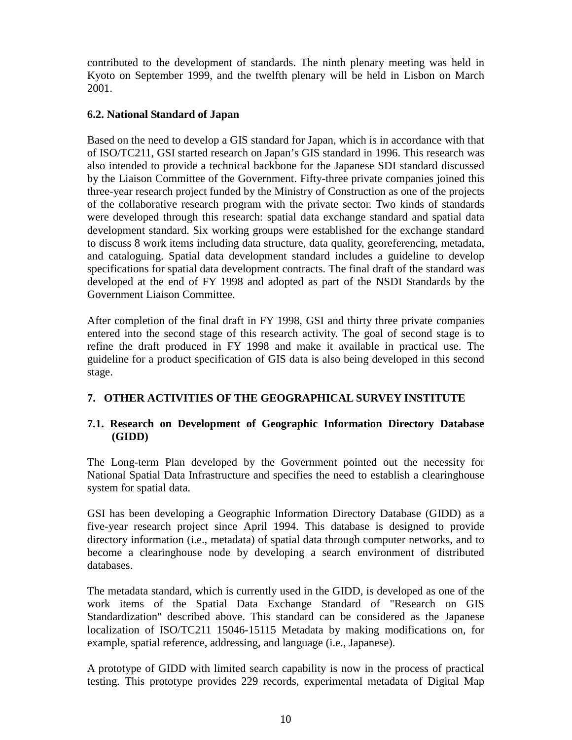contributed to the development of standards. The ninth plenary meeting was held in Kyoto on September 1999, and the twelfth plenary will be held in Lisbon on March 2001.

### 6.2. National Standard of Japan

Based on the need to develop a GIS standard for Japan, which is in accordance with that of ISO/TC211, GSI started research on Japan's GIS standard in 1996. This research was also intended to provide a technical backbone for the Japanese SDI standard discussed by the Liaison Committee of the Government. Fifty-three private companies joined this three-year research project funded by the Ministry of Construction as one of the projects of the collaborative research program with the private sector. Two kinds of standards were developed through this research: spatial data exchange standard and spatial data development standard. Six working groups were established for the exchange standard to discuss 8 work items including data structure, data quality, georeferencing, metadata, and cataloguing. Spatial data development standard includes a guideline to develop specifications for spatial data development contracts. The final draft of the standard was developed at the end of FY 1998 and adopted as part of the NSDI Standards by the Government Liaison Committee.

After completion of the final draft in FY 1998, GSI and thirty three private companies entered into the second stage of this research activity. The goal of second stage is to refine the draft produced in FY 1998 and make it available in practical use. The guideline for a product specification of GIS data is also being developed in this second stage.

## 7. OTHER ACTIVITIES OF THE GEOGRAPHICAL SURVEY INSTITUTE

### 7.1. Research on Development of Geographic Information Directory Database (GIDD)

The Long-term Plan developed by the Government pointed out the necessity for National Spatial Data Infrastructure and specifies the need to establish a clearinghouse system for spatial data.

GSI has been developing a Geographic Information Directory Database (GIDD) as a five-year research project since April 1994. This database is designed to provide directory information (i.e., metadata) of spatial data through computer networks, and to become a clearinghouse node by developing a search environment of distributed databases.

The metadata standard, which is currently used in the GIDD, is developed as one of the work items of the Spatial Data Exchange Standard of "Research on GIS Standardization" described above. This standard can be considered as the Japanese localization of ISO/TC211 15046-15115 Metadata by making modifications on, for example, spatial reference, addressing, and language (i.e., Japanese).

A prototype of GIDD with limited search capability is now in the process of practical testing. This prototype provides 229 records, experimental metadata of Digital Map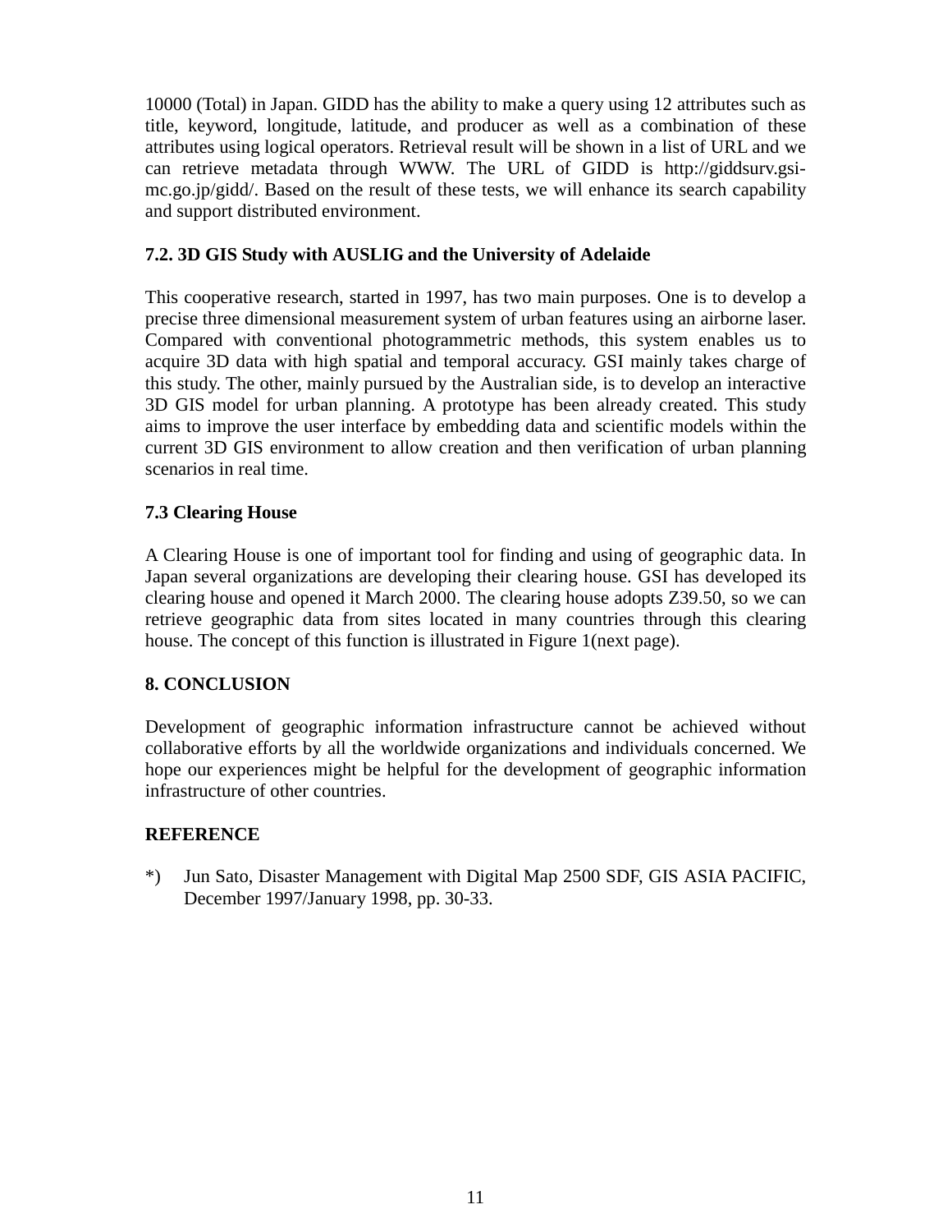10000 (Total) in Japan. GIDD has the ability to make a query using 12 attributes such as title, keyword, longitude, latitude, and producer as well as a combination of these attributes using logical operators. Retrieval result will be shown in a list of URL and we can retrieve metadata through WWW. The URL of GIDD is http://giddsurv.gsi-mc.go.jp/gidd/. Based on the result of these tests, we will enhance its search capability and support distributed environment.

### 7.2. 3D GIS Study with AUSLIG and the University of Adelaide

This cooperative research, started in 1997, has two main purposes. One is to develop a precise three dimensional measurement system of urban features using an airborne laser. Compared with conventional photogrammetric methods, this system enables us to acquire 3D data with high spatial and temporal accuracy. GSI mainly takes charge of this study. The other, mainly pursued by the Australian side, is to develop an interactive 3D GIS model for urban planning. A prototype has been already created. This study aims to improve the user interface by embedding data and scientific models within the current 3D GIS environment to allow creation and then verification of urban planning scenarios in real time.

### 7.3 Clearing House

A Clearing House is one of important tool for finding and using of geographic data. In Japan several organizations are developing their clearing house. GSI has developed its clearing house and opened it March 2000. The clearing house adopts Z39.50, so we can retrieve geographic data from sites located in many countries through this clearing house. The concept of this function is illustrated in Figure 1(next page).

## 8. CONCLUSION

Development of geographic information infrastructure cannot be achieved without collaborative efforts by all the worldwide organizations and individuals concerned. We hope our experiences might be helpful for the development of geographic information infrastructure of other countries.

## REFERENCE

*) Jun Sato, Disaster Management with Digital Map 2500 SDF, GIS ASIA PACIFIC, December 1997/January 1998, pp. 30-33.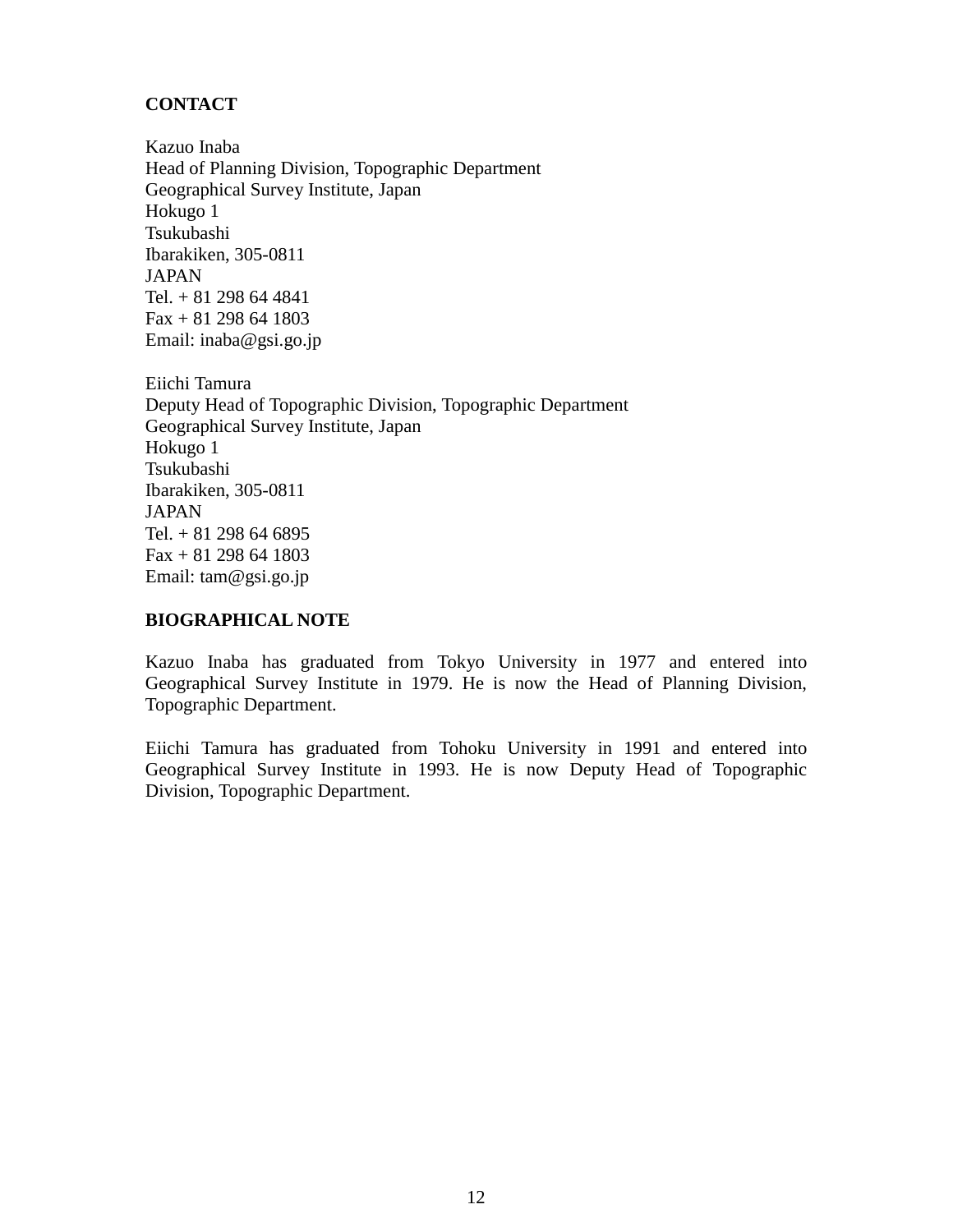**CONTACT**

Kazuo Inaba
Head of Planning Division, Topographic Department
Geographical Survey Institute, Japan
Hokugo 1
Tsukubashi
Ibarakiken, 305-0811
JAPAN
Tel. + 81 298 64 4841
Fax + 81 298 64 1803
Email: inaba@gsi.go.jp

Eiichi Tamura
Deputy Head of Topographic Division, Topographic Department
Geographical Survey Institute, Japan
Hokugo 1
Tsukubashi
Ibarakiken, 305-0811
JAPAN
Tel. + 81 298 64 6895
Fax + 81 298 64 1803
Email: tam@gsi.go.jp

**BIOGRAPHICAL NOTE**

Kazuo Inaba has graduated from Tokyo University in 1977 and entered into Geographical Survey Institute in 1979. He is now the Head of Planning Division, Topographic Department.

Eiichi Tamura has graduated from Tohoku University in 1991 and entered into Geographical Survey Institute in 1993. He is now Deputy Head of Topographic Division, Topographic Department.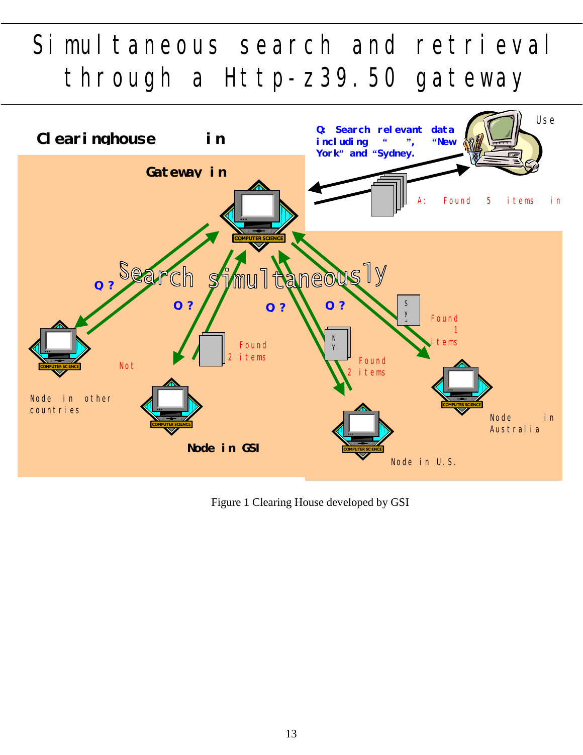# Simultaneous search and retrieval through a Http-z39.50 gateway

Clearinghouse in

Gateway in

Q: Search relevant data including " ", "New York" and "Sydney.

User

A: Found 5 items in

Search simultaneously

Q ?

Q ?

Q ?

Q ?

Not

Node in other countries

Found 2 items

Node in GSI

NY

Found 2 items

Node in U.S.

Sy

Found 1 items

Node in Australia

Figure 1 Clearing House developed by GSI